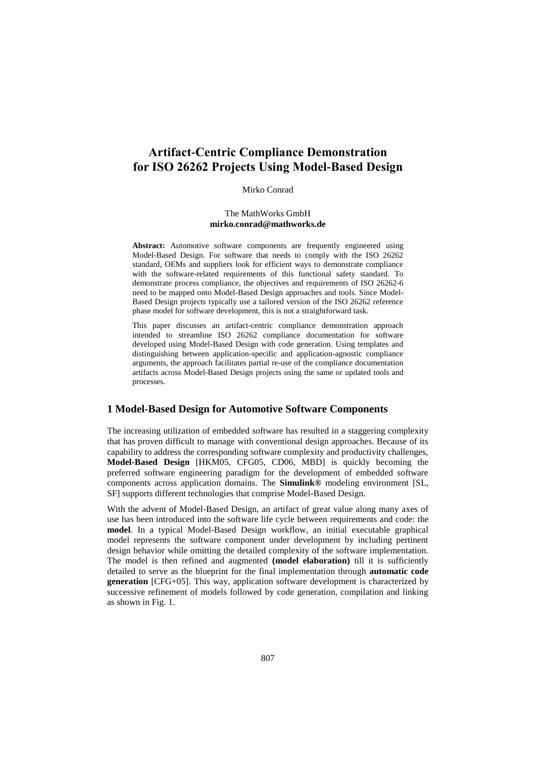# Artifact-Centric Compliance Demonstration for ISO 26262 Projects Using Model-Based Design

Mirko Conrad

The MathWorks GmbH
**mirko.conrad@mathworks.de**

**Abstract:** Automotive software components are frequently engineered using Model-Based Design. For software that needs to comply with the ISO 26262 standard, OEMs and suppliers look for efficient ways to demonstrate compliance with the software-related requirements of this functional safety standard. To demonstrate process compliance, the objectives and requirements of ISO 26262-6 need to be mapped onto Model-Based Design approaches and tools. Since Model-Based Design projects typically use a tailored version of the ISO 26262 reference phase model for software development, this is not a straightforward task.

This paper discusses an artifact-centric compliance demonstration approach intended to streamline ISO 26262 compliance documentation for software developed using Model-Based Design with code generation. Using templates and distinguishing between application-specific and application-agnostic compliance arguments, the approach facilitates partial re-use of the compliance documentation artifacts across Model-Based Design projects using the same or updated tools and processes.

## 1 Model-Based Design for Automotive Software Components

The increasing utilization of embedded software has resulted in a staggering complexity that has proven difficult to manage with conventional design approaches. Because of its capability to address the corresponding software complexity and productivity challenges, **Model-Based Design** [HKM05, CFG05, CD06, MBD] is quickly becoming the preferred software engineering paradigm for the development of embedded software components across application domains. The **Simulink®** modeling environment [SL, SF] supports different technologies that comprise Model-Based Design.

With the advent of Model-Based Design, an artifact of great value along many axes of use has been introduced into the software life cycle between requirements and code: the **model**. In a typical Model-Based Design workflow, an initial executable graphical model represents the software component under development by including pertinent design behavior while omitting the detailed complexity of the software implementation. The model is then refined and augmented **(model elaboration)** till it is sufficiently detailed to serve as the blueprint for the final implementation through **automatic code generation** [CFG+05]. This way, application software development is characterized by successive refinement of models followed by code generation, compilation and linking as shown in Fig. 1.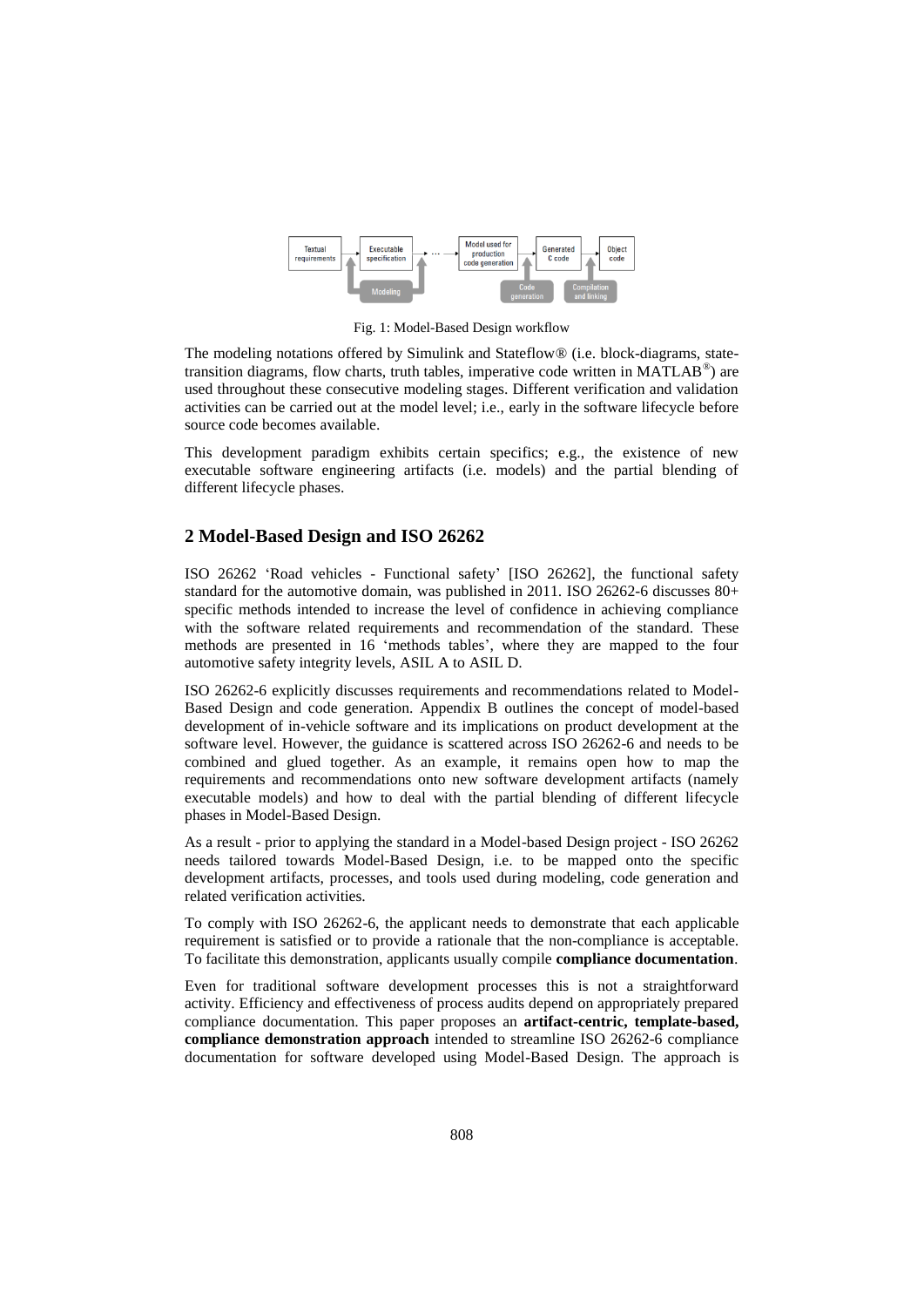Fig. 1: Model-Based Design workflow

The modeling notations offered by Simulink and Stateflow® (i.e. block-diagrams, state-transition diagrams, flow charts, truth tables, imperative code written in MATLAB®) are used throughout these consecutive modeling stages. Different verification and validation activities can be carried out at the model level; i.e., early in the software lifecycle before source code becomes available.

This development paradigm exhibits certain specifics; e.g., the existence of new executable software engineering artifacts (i.e. models) and the partial blending of different lifecycle phases.

## 2 Model-Based Design and ISO 26262

ISO 26262 'Road vehicles - Functional safety' [ISO 26262], the functional safety standard for the automotive domain, was published in 2011. ISO 26262-6 discusses 80+ specific methods intended to increase the level of confidence in achieving compliance with the software related requirements and recommendation of the standard. These methods are presented in 16 'methods tables', where they are mapped to the four automotive safety integrity levels, ASIL A to ASIL D.

ISO 26262-6 explicitly discusses requirements and recommendations related to Model-Based Design and code generation. Appendix B outlines the concept of model-based development of in-vehicle software and its implications on product development at the software level. However, the guidance is scattered across ISO 26262-6 and needs to be combined and glued together. As an example, it remains open how to map the requirements and recommendations onto new software development artifacts (namely executable models) and how to deal with the partial blending of different lifecycle phases in Model-Based Design.

As a result - prior to applying the standard in a Model-based Design project - ISO 26262 needs tailored towards Model-Based Design, i.e. to be mapped onto the specific development artifacts, processes, and tools used during modeling, code generation and related verification activities.

To comply with ISO 26262-6, the applicant needs to demonstrate that each applicable requirement is satisfied or to provide a rationale that the non-compliance is acceptable. To facilitate this demonstration, applicants usually compile **compliance documentation**.

Even for traditional software development processes this is not a straightforward activity. Efficiency and effectiveness of process audits depend on appropriately prepared compliance documentation. This paper proposes an **artifact-centric, template-based, compliance demonstration approach** intended to streamline ISO 26262-6 compliance documentation for software developed using Model-Based Design. The approach is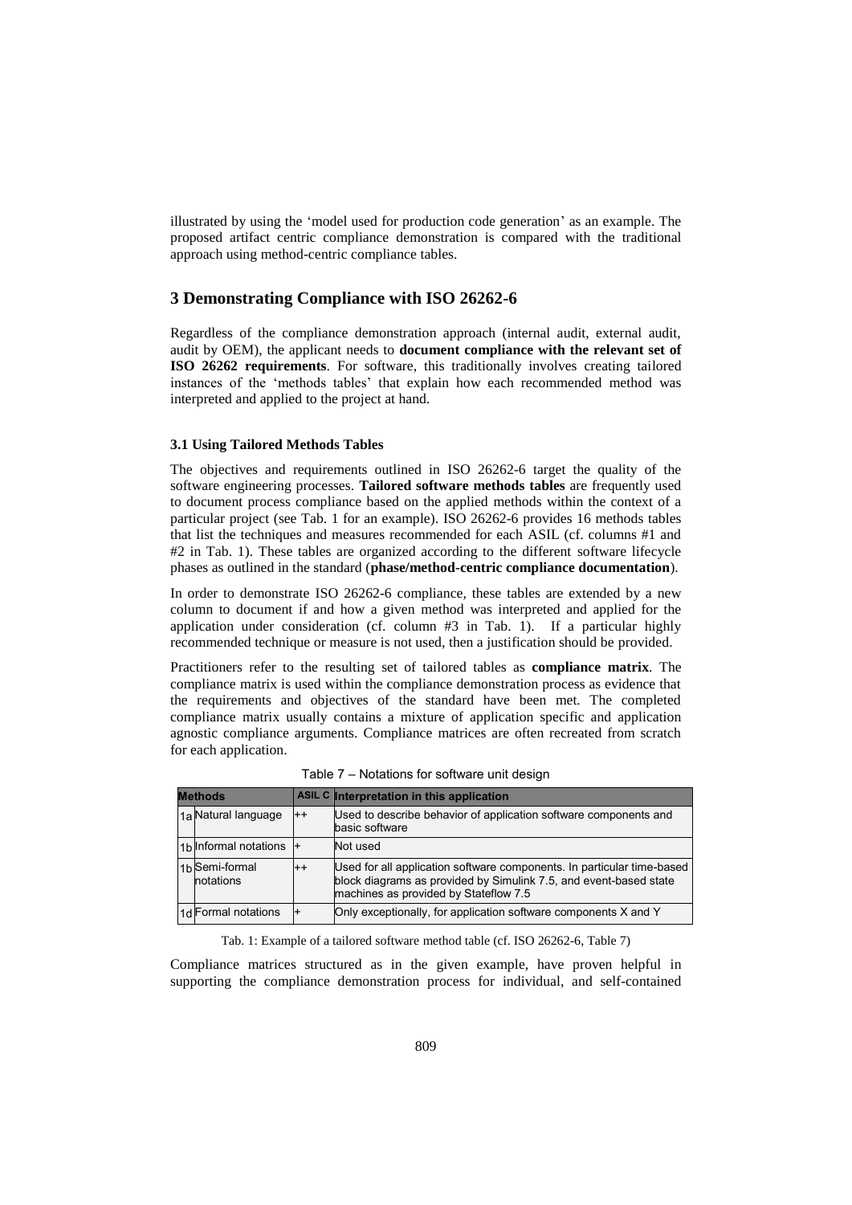illustrated by using the 'model used for production code generation' as an example. The proposed artifact centric compliance demonstration is compared with the traditional approach using method-centric compliance tables.

## 3 Demonstrating Compliance with ISO 26262-6

Regardless of the compliance demonstration approach (internal audit, external audit, audit by OEM), the applicant needs to **document compliance with the relevant set of ISO 26262 requirements**. For software, this traditionally involves creating tailored instances of the 'methods tables' that explain how each recommended method was interpreted and applied to the project at hand.

### 3.1 Using Tailored Methods Tables

The objectives and requirements outlined in ISO 26262-6 target the quality of the software engineering processes. **Tailored software methods tables** are frequently used to document process compliance based on the applied methods within the context of a particular project (see Tab. 1 for an example). ISO 26262-6 provides 16 methods tables that list the techniques and measures recommended for each ASIL (cf. columns #1 and #2 in Tab. 1). These tables are organized according to the different software lifecycle phases as outlined in the standard (**phase/method-centric compliance documentation**).

In order to demonstrate ISO 26262-6 compliance, these tables are extended by a new column to document if and how a given method was interpreted and applied for the application under consideration (cf. column #3 in Tab. 1). If a particular highly recommended technique or measure is not used, then a justification should be provided.

Practitioners refer to the resulting set of tailored tables as **compliance matrix**. The compliance matrix is used within the compliance demonstration process as evidence that the requirements and objectives of the standard have been met. The completed compliance matrix usually contains a mixture of application specific and application agnostic compliance arguments. Compliance matrices are often recreated from scratch for each application.

Table 7 – Notations for software unit design

| | Methods | ASIL C | Interpretation in this application |
|---|---|---|---|
| 1a | Natural language | ++ | Used to describe behavior of application software components and basic software |
| 1b | Informal notations | + | Not used |
| 1b | Semi-formal notations | ++ | Used for all application software components. In particular time-based block diagrams as provided by Simulink 7.5, and event-based state machines as provided by Stateflow 7.5 |
| 1d | Formal notations | + | Only exceptionally, for application software components X and Y |

Tab. 1: Example of a tailored software method table (cf. ISO 26262-6, Table 7)

Compliance matrices structured as in the given example, have proven helpful in supporting the compliance demonstration process for individual, and self-contained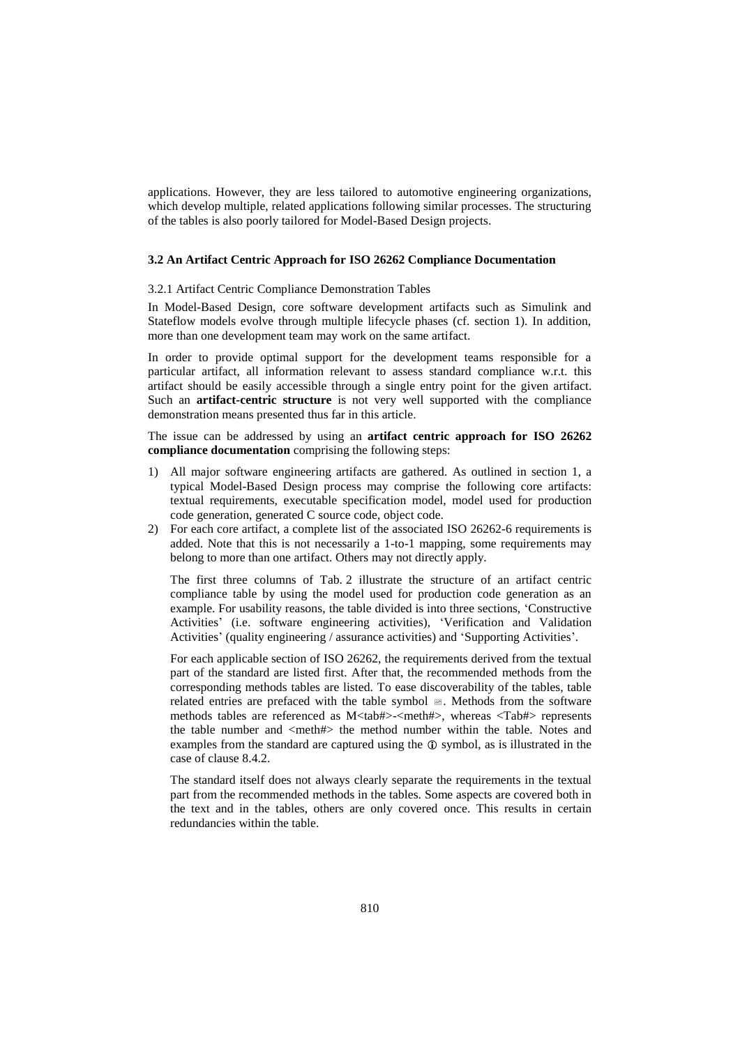applications. However, they are less tailored to automotive engineering organizations, which develop multiple, related applications following similar processes. The structuring of the tables is also poorly tailored for Model-Based Design projects.

### 3.2 An Artifact Centric Approach for ISO 26262 Compliance Documentation

#### 3.2.1 Artifact Centric Compliance Demonstration Tables

In Model-Based Design, core software development artifacts such as Simulink and Stateflow models evolve through multiple lifecycle phases (cf. section 1). In addition, more than one development team may work on the same artifact.

In order to provide optimal support for the development teams responsible for a particular artifact, all information relevant to assess standard compliance w.r.t. this artifact should be easily accessible through a single entry point for the given artifact. Such an **artifact-centric structure** is not very well supported with the compliance demonstration means presented thus far in this article.

The issue can be addressed by using an **artifact centric approach for ISO 26262 compliance documentation** comprising the following steps:

1) All major software engineering artifacts are gathered. As outlined in section 1, a typical Model-Based Design process may comprise the following core artifacts: textual requirements, executable specification model, model used for production code generation, generated C source code, object code.
2) For each core artifact, a complete list of the associated ISO 26262-6 requirements is added. Note that this is not necessarily a 1-to-1 mapping, some requirements may belong to more than one artifact. Others may not directly apply.

   The first three columns of Tab. 2 illustrate the structure of an artifact centric compliance table by using the model used for production code generation as an example. For usability reasons, the table divided is into three sections, 'Constructive Activities' (i.e. software engineering activities), 'Verification and Validation Activities' (quality engineering / assurance activities) and 'Supporting Activities'.

   For each applicable section of ISO 26262, the requirements derived from the textual part of the standard are listed first. After that, the recommended methods from the corresponding methods tables are listed. To ease discoverability of the tables, table related entries are prefaced with the table symbol ▦. Methods from the software methods tables are referenced as M<tab#>-<meth#>, whereas <Tab#> represents the table number and <meth#> the method number within the table. Notes and examples from the standard are captured using the ⓘ symbol, as is illustrated in the case of clause 8.4.2.

   The standard itself does not always clearly separate the requirements in the textual part from the recommended methods in the tables. Some aspects are covered both in the text and in the tables, others are only covered once. This results in certain redundancies within the table.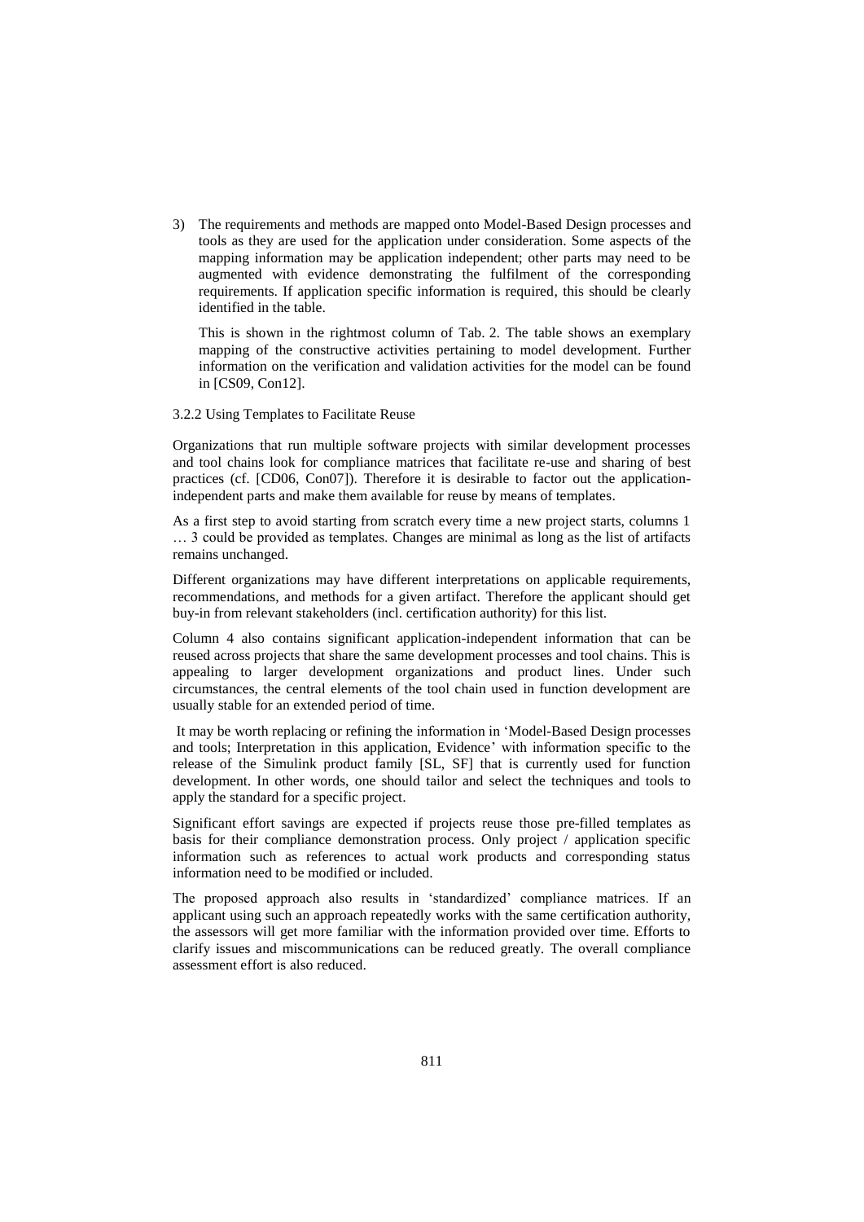3) The requirements and methods are mapped onto Model-Based Design processes and tools as they are used for the application under consideration. Some aspects of the mapping information may be application independent; other parts may need to be augmented with evidence demonstrating the fulfilment of the corresponding requirements. If application specific information is required, this should be clearly identified in the table.

   This is shown in the rightmost column of Tab. 2. The table shows an exemplary mapping of the constructive activities pertaining to model development. Further information on the verification and validation activities for the model can be found in [CS09, Con12].

### 3.2.2 Using Templates to Facilitate Reuse

Organizations that run multiple software projects with similar development processes and tool chains look for compliance matrices that facilitate re-use and sharing of best practices (cf. [CD06, Con07]). Therefore it is desirable to factor out the application-independent parts and make them available for reuse by means of templates.

As a first step to avoid starting from scratch every time a new project starts, columns 1 … 3 could be provided as templates. Changes are minimal as long as the list of artifacts remains unchanged.

Different organizations may have different interpretations on applicable requirements, recommendations, and methods for a given artifact. Therefore the applicant should get buy-in from relevant stakeholders (incl. certification authority) for this list.

Column 4 also contains significant application-independent information that can be reused across projects that share the same development processes and tool chains. This is appealing to larger development organizations and product lines. Under such circumstances, the central elements of the tool chain used in function development are usually stable for an extended period of time.

It may be worth replacing or refining the information in 'Model-Based Design processes and tools; Interpretation in this application, Evidence' with information specific to the release of the Simulink product family [SL, SF] that is currently used for function development. In other words, one should tailor and select the techniques and tools to apply the standard for a specific project.

Significant effort savings are expected if projects reuse those pre-filled templates as basis for their compliance demonstration process. Only project / application specific information such as references to actual work products and corresponding status information need to be modified or included.

The proposed approach also results in 'standardized' compliance matrices. If an applicant using such an approach repeatedly works with the same certification authority, the assessors will get more familiar with the information provided over time. Efforts to clarify issues and miscommunications can be reduced greatly. The overall compliance assessment effort is also reduced.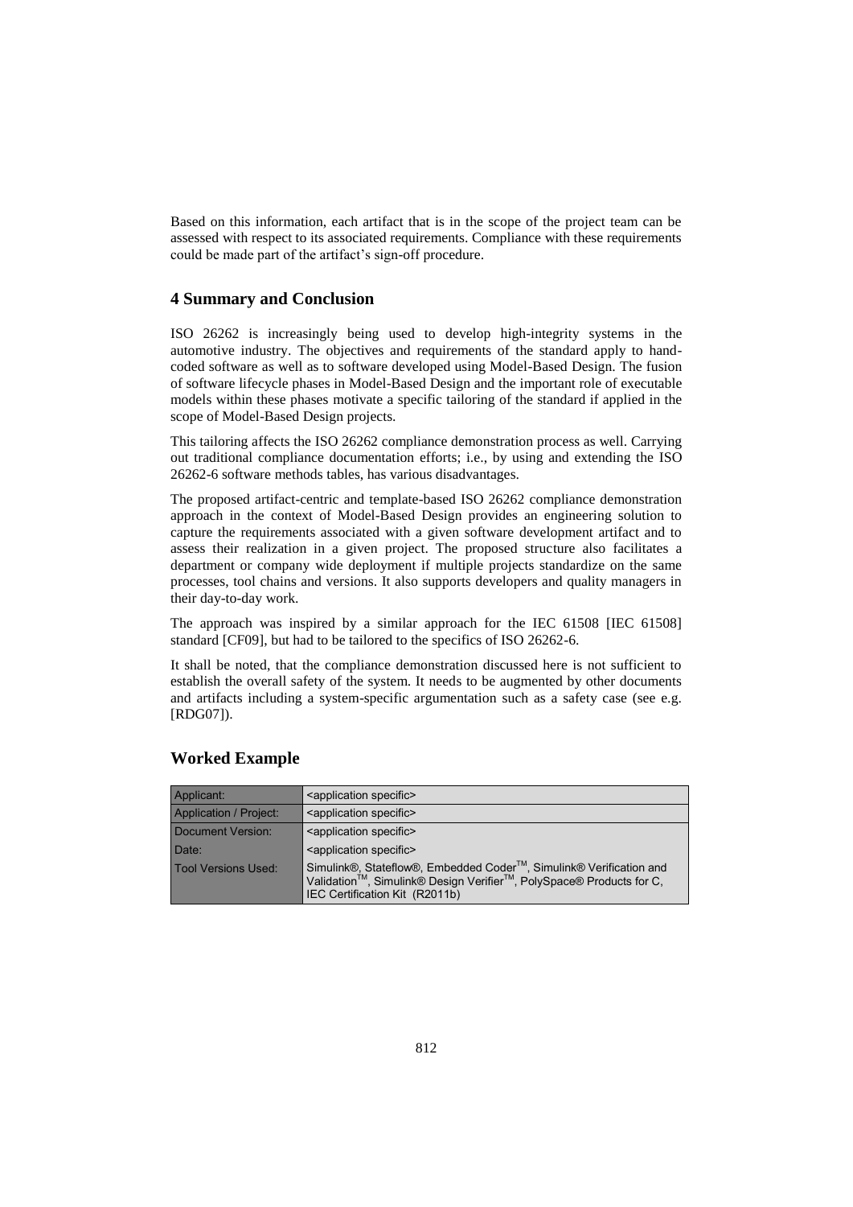Based on this information, each artifact that is in the scope of the project team can be assessed with respect to its associated requirements. Compliance with these requirements could be made part of the artifact's sign-off procedure.

## 4 Summary and Conclusion

ISO 26262 is increasingly being used to develop high-integrity systems in the automotive industry. The objectives and requirements of the standard apply to hand-coded software as well as to software developed using Model-Based Design. The fusion of software lifecycle phases in Model-Based Design and the important role of executable models within these phases motivate a specific tailoring of the standard if applied in the scope of Model-Based Design projects.

This tailoring affects the ISO 26262 compliance demonstration process as well. Carrying out traditional compliance documentation efforts; i.e., by using and extending the ISO 26262-6 software methods tables, has various disadvantages.

The proposed artifact-centric and template-based ISO 26262 compliance demonstration approach in the context of Model-Based Design provides an engineering solution to capture the requirements associated with a given software development artifact and to assess their realization in a given project. The proposed structure also facilitates a department or company wide deployment if multiple projects standardize on the same processes, tool chains and versions. It also supports developers and quality managers in their day-to-day work.

The approach was inspired by a similar approach for the IEC 61508 [IEC 61508] standard [CF09], but had to be tailored to the specifics of ISO 26262-6.

It shall be noted, that the compliance demonstration discussed here is not sufficient to establish the overall safety of the system. It needs to be augmented by other documents and artifacts including a system-specific argumentation such as a safety case (see e.g. [RDG07]).

## Worked Example

| | |
|---|---|
| Applicant: | <application specific> |
| Application / Project: | <application specific> |
| Document Version: | <application specific> |
| Date: | <application specific> |
| Tool Versions Used: | Simulink®, Stateflow®, Embedded Coder™, Simulink® Verification and Validation™, Simulink® Design Verifier™, PolySpace® Products for C, IEC Certification Kit (R2011b) |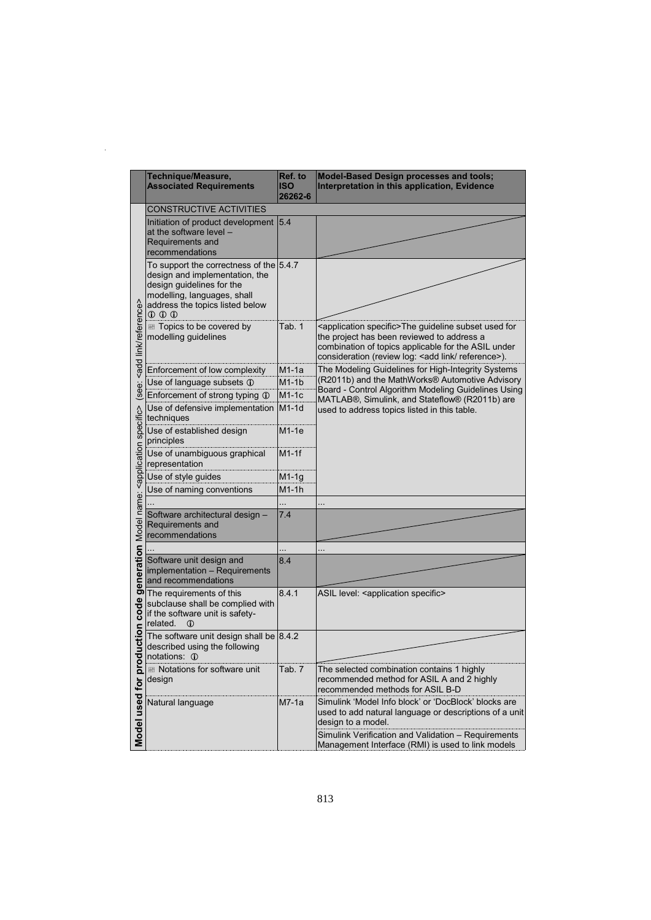| | Technique/Measure, Associated Requirements | Ref. to ISO 26262-6 | Model-Based Design processes and tools; Interpretation in this application, Evidence |
|---|---|---|---|
| **Model used for production code generation** Model name: <application specific> (see: <add link/reference>) | CONSTRUCTIVE ACTIVITIES | | |
| | Initiation of product development at the software level – Requirements and recommendations | 5.4 | |
| | To support the correctness of the design and implementation, the design guidelines for the modelling, languages, shall address the topics listed below ⓘ ⓘ ⓘ | 5.4.7 | |
| | ▦ Topics to be covered by modelling guidelines | Tab. 1 | <application specific>The guideline subset used for the project has been reviewed to address a combination of topics applicable for the ASIL under consideration (review log: <add link/ reference>). |
| | Enforcement of low complexity | M1-1a | The Modeling Guidelines for High-Integrity Systems (R2011b) and the MathWorks® Automotive Advisory Board - Control Algorithm Modeling Guidelines Using MATLAB®, Simulink, and Stateflow® (R2011b) are used to address topics listed in this table. |
| | Use of language subsets ⓘ | M1-1b | |
| | Enforcement of strong typing ⓘ | M1-1c | |
| | Use of defensive implementation techniques | M1-1d | |
| | Use of established design principles | M1-1e | |
| | Use of unambiguous graphical representation | M1-1f | |
| | Use of style guides | M1-1g | |
| | Use of naming conventions | M1-1h | |
| | ... | ... | ... |
| | Software architectural design – Requirements and recommendations | 7.4 | |
| | ... | ... | ... |
| | Software unit design and implementation – Requirements and recommendations | 8.4 | |
| | The requirements of this subclause shall be complied with if the software unit is safety-related. ⓘ | 8.4.1 | ASIL level: <application specific> |
| | The software unit design shall be described using the following notations: ⓘ | 8.4.2 | |
| | ▦ Notations for software unit design | Tab. 7 | The selected combination contains 1 highly recommended method for ASIL A and 2 highly recommended methods for ASIL B-D |
| | Natural language | M7-1a | Simulink 'Model Info block' or 'DocBlock' blocks are used to add natural language or descriptions of a unit design to a model.<br>Simulink Verification and Validation – Requirements Management Interface (RMI) is used to link models |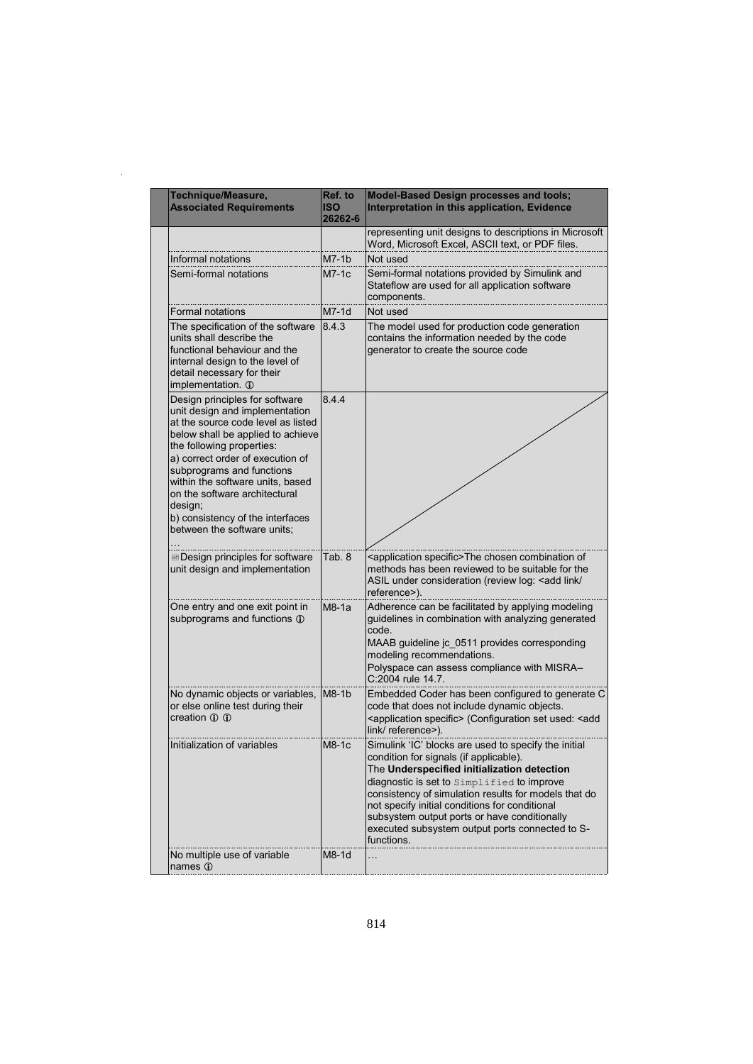| Technique/Measure, Associated Requirements | Ref. to ISO 26262-6 | Model-Based Design processes and tools; Interpretation in this application, Evidence |
|---|---|---|
| | | representing unit designs to descriptions in Microsoft Word, Microsoft Excel, ASCII text, or PDF files. |
| Informal notations | M7-1b | Not used |
| Semi-formal notations | M7-1c | Semi-formal notations provided by Simulink and Stateflow are used for all application software components. |
| Formal notations | M7-1d | Not used |
| The specification of the software units shall describe the functional behaviour and the internal design to the level of detail necessary for their implementation. ⓘ | 8.4.3 | The model used for production code generation contains the information needed by the code generator to create the source code |
| Design principles for software unit design and implementation at the source code level as listed below shall be applied to achieve the following properties:<br>a) correct order of execution of subprograms and functions within the software units, based on the software architectural design;<br>b) consistency of the interfaces between the software units;<br>… | 8.4.4 | |
| Design principles for software unit design and implementation | Tab. 8 | <application specific>The chosen combination of methods has been reviewed to be suitable for the ASIL under consideration (review log: <add link/ reference>). |
| One entry and one exit point in subprograms and functions ⓘ | M8-1a | Adherence can be facilitated by applying modeling guidelines in combination with analyzing generated code.<br>MAAB guideline jc_0511 provides corresponding modeling recommendations.<br>Polyspace can assess compliance with MISRA–C:2004 rule 14.7. |
| No dynamic objects or variables, or else online test during their creation ⓘ ⓘ | M8-1b | Embedded Coder has been configured to generate C code that does not include dynamic objects.<br><application specific> (Configuration set used: <add link/ reference>). |
| Initialization of variables | M8-1c | Simulink 'IC' blocks are used to specify the initial condition for signals (if applicable).<br>The **Underspecified initialization detection** diagnostic is set to `Simplified` to improve consistency of simulation results for models that do not specify initial conditions for conditional subsystem output ports or have conditionally executed subsystem output ports connected to S-functions. |
| No multiple use of variable names ⓘ | M8-1d | … |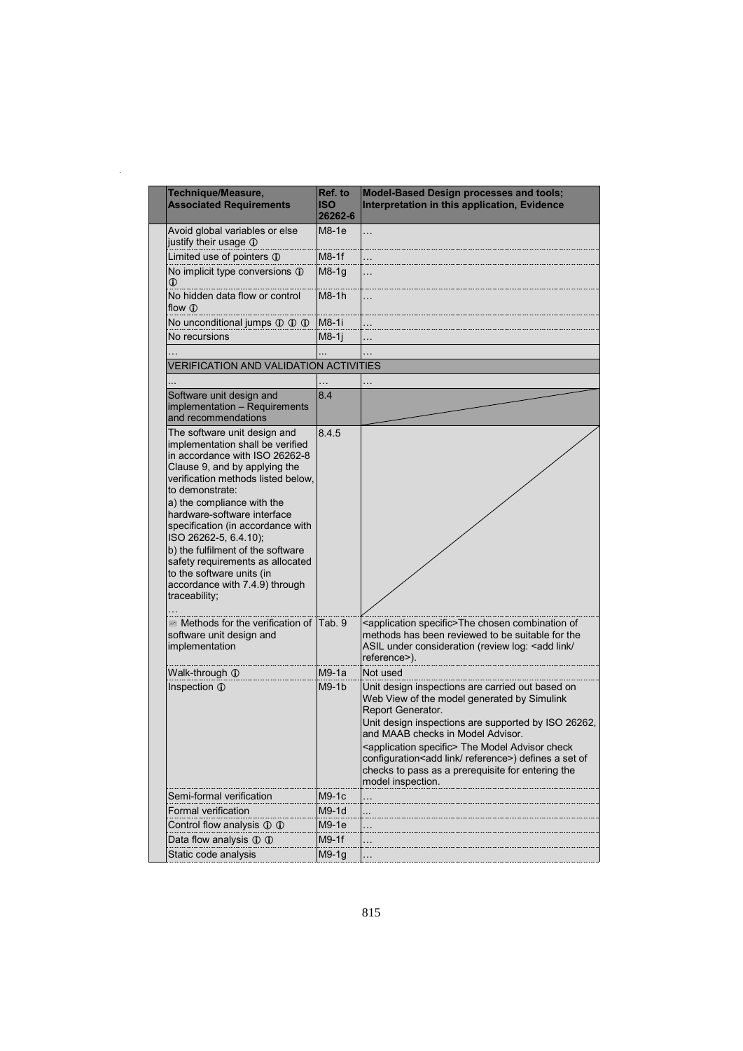| Technique/Measure, Associated Requirements | Ref. to ISO 26262-6 | Model-Based Design processes and tools; Interpretation in this application, Evidence |
|---|---|---|
| Avoid global variables or else justify their usage ⓘ | M8-1e | … |
| Limited use of pointers ⓘ | M8-1f | … |
| No implicit type conversions ⓘ ⓘ | M8-1g | … |
| No hidden data flow or control flow ⓘ | M8-1h | … |
| No unconditional jumps ⓘ ⓘ ⓘ | M8-1i | … |
| No recursions | M8-1j | … |
| … | … | … |
| VERIFICATION AND VALIDATION ACTIVITIES | | |
| … | … | … |
| Software unit design and implementation – Requirements and recommendations | 8.4 | |
| The software unit design and implementation shall be verified in accordance with ISO 26262-8 Clause 9, and by applying the verification methods listed below, to demonstrate:<br>a) the compliance with the hardware-software interface specification (in accordance with ISO 26262-5, 6.4.10);<br>b) the fulfilment of the software safety requirements as allocated to the software units (in accordance with 7.4.9) through traceability;<br>… | 8.4.5 | |
| Methods for the verification of software unit design and implementation | Tab. 9 | <application specific>The chosen combination of methods has been reviewed to be suitable for the ASIL under consideration (review log: <add link/ reference>). |
| Walk-through ⓘ | M9-1a | Not used |
| Inspection ⓘ | M9-1b | Unit design inspections are carried out based on Web View of the model generated by Simulink Report Generator.<br>Unit design inspections are supported by ISO 26262, and MAAB checks in Model Advisor.<br><application specific> The Model Advisor check configuration<add link/ reference>) defines a set of checks to pass as a prerequisite for entering the model inspection. |
| Semi-formal verification | M9-1c | … |
| Formal verification | M9-1d | … |
| Control flow analysis ⓘ ⓘ | M9-1e | … |
| Data flow analysis ⓘ ⓘ | M9-1f | … |
| Static code analysis | M9-1g | … |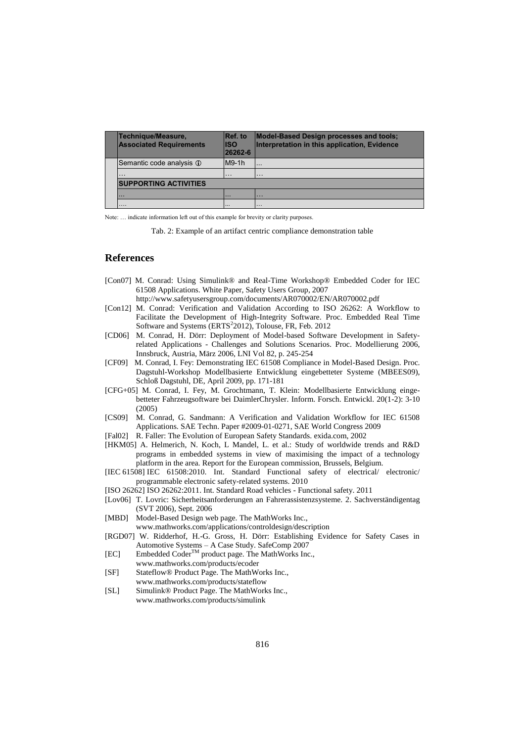| | Technique/Measure, Associated Requirements | Ref. to ISO 26262-6 | Model-Based Design processes and tools; Interpretation in this application, Evidence |
|---|---|---|---|
| | Semantic code analysis ⓘ | M9-1h | ... |
| | … | … | … |
| | **SUPPORTING ACTIVITIES** | | |
| | … | … | … |
| | …. | … | … |

Note: … indicate information left out of this example for brevity or clarity purposes.

Tab. 2: Example of an artifact centric compliance demonstration table

## References

[Con07] M. Conrad: Using Simulink® and Real-Time Workshop® Embedded Coder for IEC 61508 Applications. White Paper, Safety Users Group, 2007 http://www.safetyusersgroup.com/documents/AR070002/EN/AR070002.pdf

[Con12] M. Conrad: Verification and Validation According to ISO 26262: A Workflow to Facilitate the Development of High-Integrity Software. Proc. Embedded Real Time Software and Systems (ERTS²2012), Tolouse, FR, Feb. 2012

[CD06] M. Conrad, H. Dörr: Deployment of Model-based Software Development in Safety-related Applications - Challenges and Solutions Scenarios. Proc. Modellierung 2006, Innsbruck, Austria, März 2006, LNI Vol 82, p. 245-254

[CF09] M. Conrad, I. Fey: Demonstrating IEC 61508 Compliance in Model-Based Design. Proc. Dagstuhl-Workshop Modellbasierte Entwicklung eingebetteter Systeme (MBEES09), Schloß Dagstuhl, DE, April 2009, pp. 171-181

[CFG+05] M. Conrad, I. Fey, M. Grochtmann, T. Klein: Modellbasierte Entwicklung eingebetteter Fahrzeugsoftware bei DaimlerChrysler. Inform. Forsch. Entwickl. 20(1-2): 3-10 (2005)

[CS09] M. Conrad, G. Sandmann: A Verification and Validation Workflow for IEC 61508 Applications. SAE Techn. Paper #2009-01-0271, SAE World Congress 2009

[Fal02] R. Faller: The Evolution of European Safety Standards. exida.com, 2002

[HKM05] A. Helmerich, N. Koch, L Mandel, L. et al.: Study of worldwide trends and R&D programs in embedded systems in view of maximising the impact of a technology platform in the area. Report for the European commission, Brussels, Belgium.

[IEC 61508] IEC 61508:2010. Int. Standard Functional safety of electrical/ electronic/ programmable electronic safety-related systems. 2010

[ISO 26262] ISO 26262:2011. Int. Standard Road vehicles - Functional safety. 2011

[Lov06] T. Lovric: Sicherheitsanforderungen an Fahrerassistenzsysteme. 2. Sachverständigentag (SVT 2006), Sept. 2006

[MBD] Model-Based Design web page. The MathWorks Inc., www.mathworks.com/applications/controldesign/description

[RGD07] W. Ridderhof, H.-G. Gross, H. Dörr: Establishing Evidence for Safety Cases in Automotive Systems – A Case Study. SafeComp 2007

[EC] Embedded Coder™ product page. The MathWorks Inc., www.mathworks.com/products/ecoder

[SF] Stateflow® Product Page. The MathWorks Inc., www.mathworks.com/products/stateflow

[SL] Simulink® Product Page. The MathWorks Inc., www.mathworks.com/products/simulink